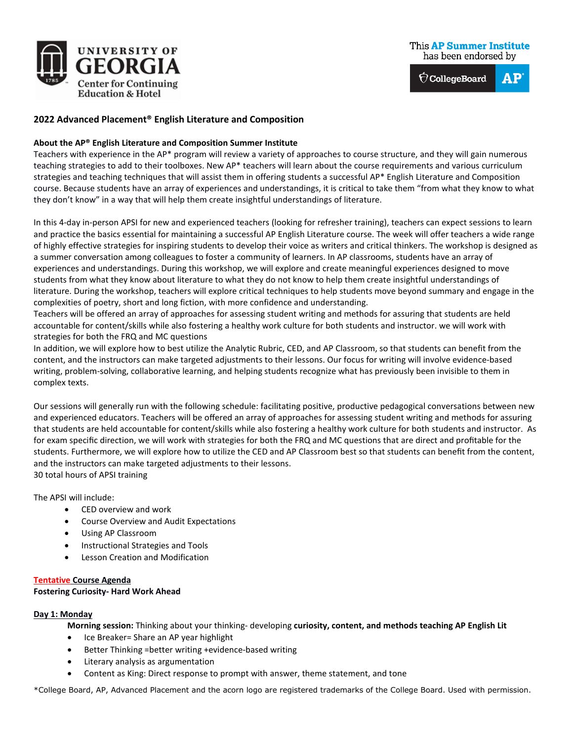UNIVERSITY OF GEORGIA
Center for Continuing Education & Hotel

This AP Summer Institute has been endorsed by CollegeBoard AP

## 2022 Advanced Placement® English Literature and Composition

**About the AP® English Literature and Composition Summer Institute**

Teachers with experience in the AP* program will review a variety of approaches to course structure, and they will gain numerous teaching strategies to add to their toolboxes. New AP* teachers will learn about the course requirements and various curriculum strategies and teaching techniques that will assist them in offering students a successful AP* English Literature and Composition course. Because students have an array of experiences and understandings, it is critical to take them "from what they know to what they don't know" in a way that will help them create insightful understandings of literature.

In this 4-day in-person APSI for new and experienced teachers (looking for refresher training), teachers can expect sessions to learn and practice the basics essential for maintaining a successful AP English Literature course. The week will offer teachers a wide range of highly effective strategies for inspiring students to develop their voice as writers and critical thinkers. The workshop is designed as a summer conversation among colleagues to foster a community of learners. In AP classrooms, students have an array of experiences and understandings. During this workshop, we will explore and create meaningful experiences designed to move students from what they know about literature to what they do not know to help them create insightful understandings of literature. During the workshop, teachers will explore critical techniques to help students move beyond summary and engage in the complexities of poetry, short and long fiction, with more confidence and understanding.
Teachers will be offered an array of approaches for assessing student writing and methods for assuring that students are held accountable for content/skills while also fostering a healthy work culture for both students and instructor. we will work with strategies for both the FRQ and MC questions
In addition, we will explore how to best utilize the Analytic Rubric, CED, and AP Classroom, so that students can benefit from the content, and the instructors can make targeted adjustments to their lessons. Our focus for writing will involve evidence-based writing, problem-solving, collaborative learning, and helping students recognize what has previously been invisible to them in complex texts.

Our sessions will generally run with the following schedule: facilitating positive, productive pedagogical conversations between new and experienced educators. Teachers will be offered an array of approaches for assessing student writing and methods for assuring that students are held accountable for content/skills while also fostering a healthy work culture for both students and instructor. As for exam specific direction, we will work with strategies for both the FRQ and MC questions that are direct and profitable for the students. Furthermore, we will explore how to utilize the CED and AP Classroom best so that students can benefit from the content, and the instructors can make targeted adjustments to their lessons.
30 total hours of APSI training

The APSI will include:

- CED overview and work
- Course Overview and Audit Expectations
- Using AP Classroom
- Instructional Strategies and Tools
- Lesson Creation and Modification

**Tentative Course Agenda**
**Fostering Curiosity- Hard Work Ahead**

**Day 1: Monday**

**Morning session:** Thinking about your thinking- developing **curiosity, content, and methods teaching AP English Lit**

- Ice Breaker= Share an AP year highlight
- Better Thinking =better writing +evidence-based writing
- Literary analysis as argumentation
- Content as King: Direct response to prompt with answer, theme statement, and tone

*College Board, AP, Advanced Placement and the acorn logo are registered trademarks of the College Board. Used with permission.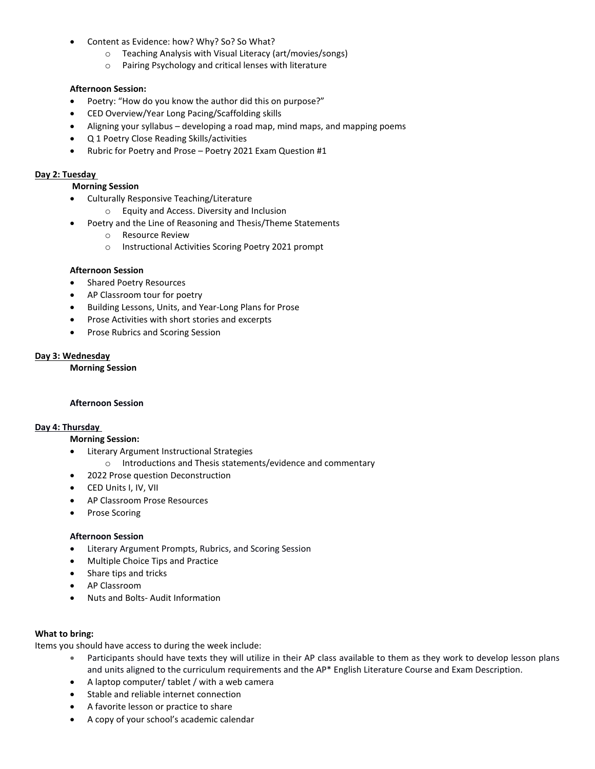- Content as Evidence: how? Why? So? So What?
    - Teaching Analysis with Visual Literacy (art/movies/songs)
    - Pairing Psychology and critical lenses with literature

**Afternoon Session:**

- Poetry: "How do you know the author did this on purpose?"
- CED Overview/Year Long Pacing/Scaffolding skills
- Aligning your syllabus – developing a road map, mind maps, and mapping poems
- Q 1 Poetry Close Reading Skills/activities
- Rubric for Poetry and Prose – Poetry 2021 Exam Question #1

**Day 2: Tuesday**

**Morning Session**

- Culturally Responsive Teaching/Literature
    - Equity and Access. Diversity and Inclusion
- Poetry and the Line of Reasoning and Thesis/Theme Statements
    - Resource Review
    - Instructional Activities Scoring Poetry 2021 prompt

**Afternoon Session**

- Shared Poetry Resources
- AP Classroom tour for poetry
- Building Lessons, Units, and Year-Long Plans for Prose
- Prose Activities with short stories and excerpts
- Prose Rubrics and Scoring Session

**Day 3: Wednesday**

**Morning Session**

**Afternoon Session**

**Day 4: Thursday**

**Morning Session:**

- Literary Argument Instructional Strategies
    - Introductions and Thesis statements/evidence and commentary
- 2022 Prose question Deconstruction
- CED Units I, IV, VII
- AP Classroom Prose Resources
- Prose Scoring

**Afternoon Session**

- Literary Argument Prompts, Rubrics, and Scoring Session
- Multiple Choice Tips and Practice
- Share tips and tricks
- AP Classroom
- Nuts and Bolts- Audit Information

**What to bring:**

Items you should have access to during the week include:

- Participants should have texts they will utilize in their AP class available to them as they work to develop lesson plans and units aligned to the curriculum requirements and the AP* English Literature Course and Exam Description.
- A laptop computer/ tablet / with a web camera
- Stable and reliable internet connection
- A favorite lesson or practice to share
- A copy of your school's academic calendar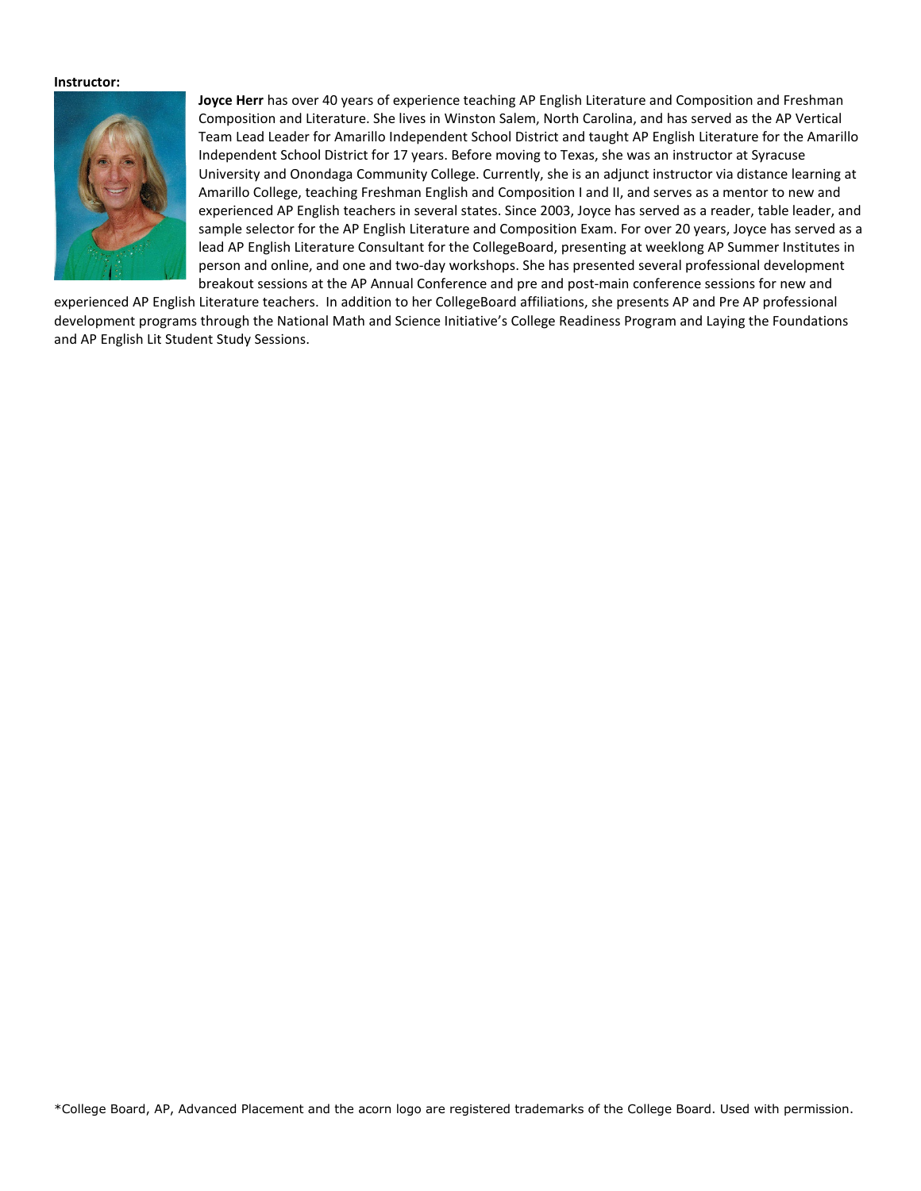**Instructor:**

**Joyce Herr** has over 40 years of experience teaching AP English Literature and Composition and Freshman Composition and Literature. She lives in Winston Salem, North Carolina, and has served as the AP Vertical Team Lead Leader for Amarillo Independent School District and taught AP English Literature for the Amarillo Independent School District for 17 years. Before moving to Texas, she was an instructor at Syracuse University and Onondaga Community College. Currently, she is an adjunct instructor via distance learning at Amarillo College, teaching Freshman English and Composition I and II, and serves as a mentor to new and experienced AP English teachers in several states. Since 2003, Joyce has served as a reader, table leader, and sample selector for the AP English Literature and Composition Exam. For over 20 years, Joyce has served as a lead AP English Literature Consultant for the CollegeBoard, presenting at weeklong AP Summer Institutes in person and online, and one and two-day workshops. She has presented several professional development breakout sessions at the AP Annual Conference and pre and post-main conference sessions for new and experienced AP English Literature teachers. In addition to her CollegeBoard affiliations, she presents AP and Pre AP professional development programs through the National Math and Science Initiative's College Readiness Program and Laying the Foundations and AP English Lit Student Study Sessions.

*College Board, AP, Advanced Placement and the acorn logo are registered trademarks of the College Board. Used with permission.